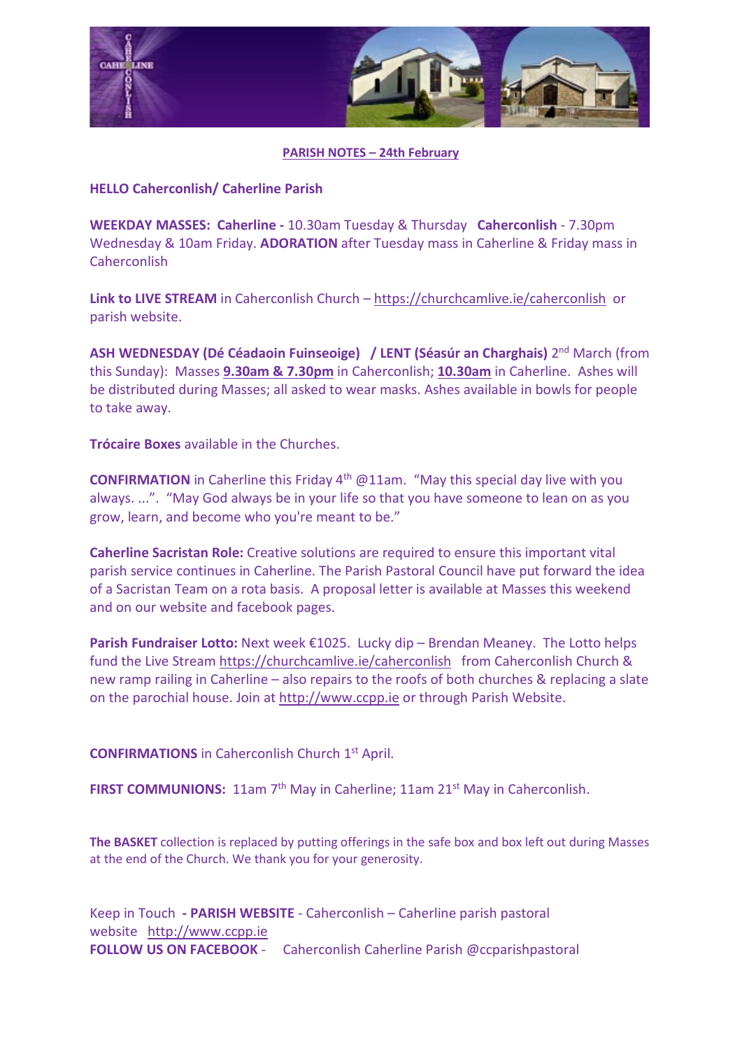**PARISH NOTES – 24th February**

**HELLO Caherconlish/ Caherline Parish**

**WEEKDAY MASSES: Caherline -** 10.30am Tuesday & Thursday **Caherconlish** - 7.30pm Wednesday & 10am Friday. **ADORATION** after Tuesday mass in Caherline & Friday mass in Caherconlish

**Link to LIVE STREAM** in Caherconlish Church – https://churchcamlive.ie/caherconlish or parish website.

**ASH WEDNESDAY (Dé Céadaoin Fuinseoige) / LENT (Séasúr an Charghais)** 2nd March (from this Sunday): Masses **9.30am & 7.30pm** in Caherconlish; **10.30am** in Caherline. Ashes will be distributed during Masses; all asked to wear masks. Ashes available in bowls for people to take away.

**Trócaire Boxes** available in the Churches.

**CONFIRMATION** in Caherline this Friday 4th @11am. "May this special day live with you always. ...". "May God always be in your life so that you have someone to lean on as you grow, learn, and become who you're meant to be."

**Caherline Sacristan Role:** Creative solutions are required to ensure this important vital parish service continues in Caherline. The Parish Pastoral Council have put forward the idea of a Sacristan Team on a rota basis. A proposal letter is available at Masses this weekend and on our website and facebook pages.

**Parish Fundraiser Lotto:** Next week €1025. Lucky dip – Brendan Meaney. The Lotto helps fund the Live Stream https://churchcamlive.ie/caherconlish from Caherconlish Church & new ramp railing in Caherline – also repairs to the roofs of both churches & replacing a slate on the parochial house. Join at http://www.ccpp.ie or through Parish Website.

**CONFIRMATIONS** in Caherconlish Church 1st April.

**FIRST COMMUNIONS:** 11am 7th May in Caherline; 11am 21st May in Caherconlish.

**The BASKET** collection is replaced by putting offerings in the safe box and box left out during Masses at the end of the Church. We thank you for your generosity.

Keep in Touch **- PARISH WEBSITE** - Caherconlish – Caherline parish pastoral website http://www.ccpp.ie
**FOLLOW US ON FACEBOOK** - Caherconlish Caherline Parish @ccparishpastoral